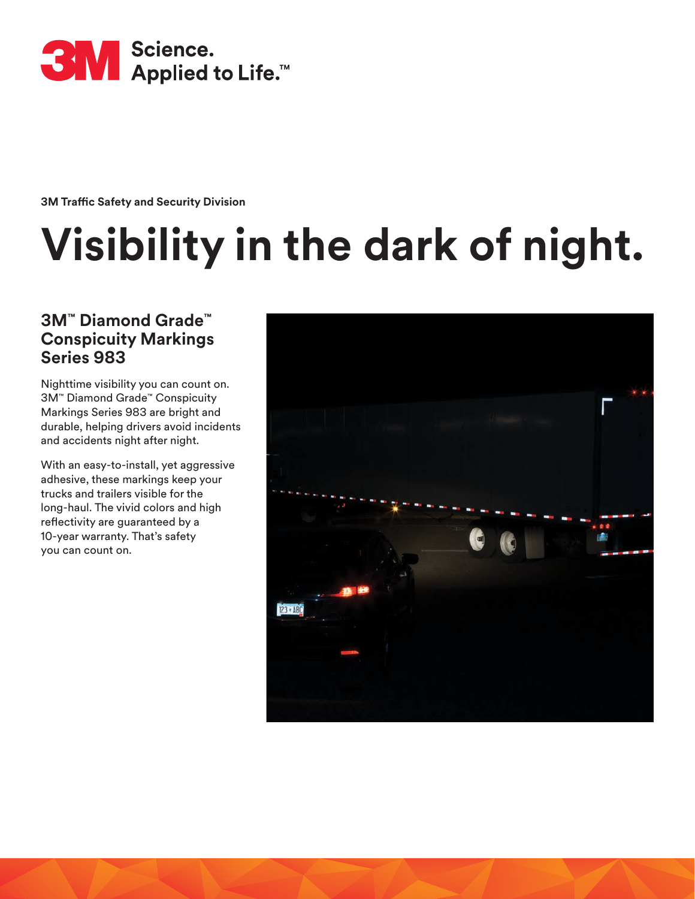3M Science. Applied to Life.™

**3M Traffic Safety and Security Division**

# Visibility in the dark of night.

## 3M™ Diamond Grade™ Conspicuity Markings Series 983

Nighttime visibility you can count on. 3M™ Diamond Grade™ Conspicuity Markings Series 983 are bright and durable, helping drivers avoid incidents and accidents night after night.

With an easy-to-install, yet aggressive adhesive, these markings keep your trucks and trailers visible for the long-haul. The vivid colors and high reflectivity are guaranteed by a 10-year warranty. That's safety you can count on.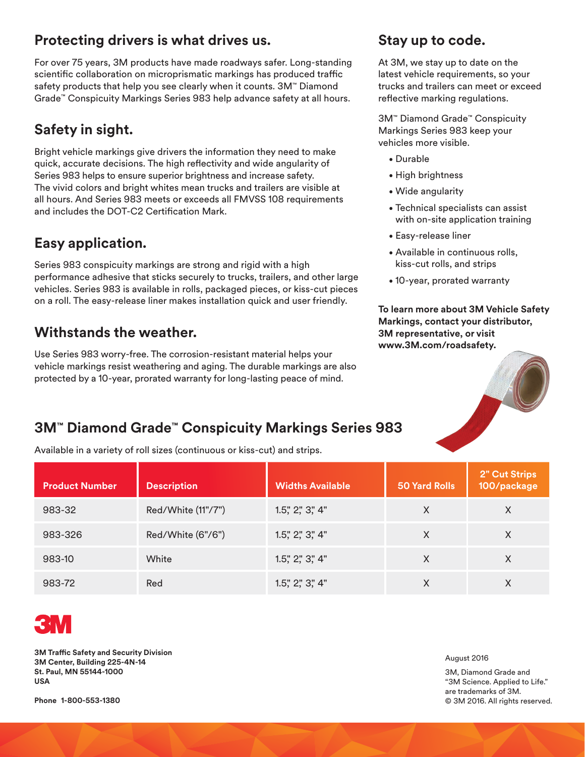## Protecting drivers is what drives us.

For over 75 years, 3M products have made roadways safer. Long-standing scientific collaboration on microprismatic markings has produced traffic safety products that help you see clearly when it counts. 3M™ Diamond Grade™ Conspicuity Markings Series 983 help advance safety at all hours.

## Safety in sight.

Bright vehicle markings give drivers the information they need to make quick, accurate decisions. The high reflectivity and wide angularity of Series 983 helps to ensure superior brightness and increase safety. The vivid colors and bright whites mean trucks and trailers are visible at all hours. And Series 983 meets or exceeds all FMVSS 108 requirements and includes the DOT-C2 Certification Mark.

## Easy application.

Series 983 conspicuity markings are strong and rigid with a high performance adhesive that sticks securely to trucks, trailers, and other large vehicles. Series 983 is available in rolls, packaged pieces, or kiss-cut pieces on a roll. The easy-release liner makes installation quick and user friendly.

## Withstands the weather.

Use Series 983 worry-free. The corrosion-resistant material helps your vehicle markings resist weathering and aging. The durable markings are also protected by a 10-year, prorated warranty for long-lasting peace of mind.

## Stay up to code.

At 3M, we stay up to date on the latest vehicle requirements, so your trucks and trailers can meet or exceed reflective marking regulations.

3M™ Diamond Grade™ Conspicuity Markings Series 983 keep your vehicles more visible.

- Durable
- High brightness
- Wide angularity
- Technical specialists can assist with on-site application training
- Easy-release liner
- Available in continuous rolls, kiss-cut rolls, and strips
- 10-year, prorated warranty

**To learn more about 3M Vehicle Safety Markings, contact your distributor, 3M representative, or visit www.3M.com/roadsafety.**

## 3M™ Diamond Grade™ Conspicuity Markings Series 983

Available in a variety of roll sizes (continuous or kiss-cut) and strips.

| Product Number | Description | Widths Available | 50 Yard Rolls | 2" Cut Strips 100/package |
|---|---|---|---|---|
| 983-32 | Red/White (11"/7") | 1.5", 2", 3", 4" | X | X |
| 983-326 | Red/White (6"/6") | 1.5", 2", 3", 4" | X | X |
| 983-10 | White | 1.5", 2", 3", 4" | X | X |
| 983-72 | Red | 1.5", 2", 3", 4" | X | X |

**3M Traffic Safety and Security Division**
**3M Center, Building 225-4N-14**
**St. Paul, MN 55144-1000**
**USA**

**Phone 1-800-553-1380**

August 2016

3M, Diamond Grade and "3M Science. Applied to Life." are trademarks of 3M.
© 3M 2016. All rights reserved.